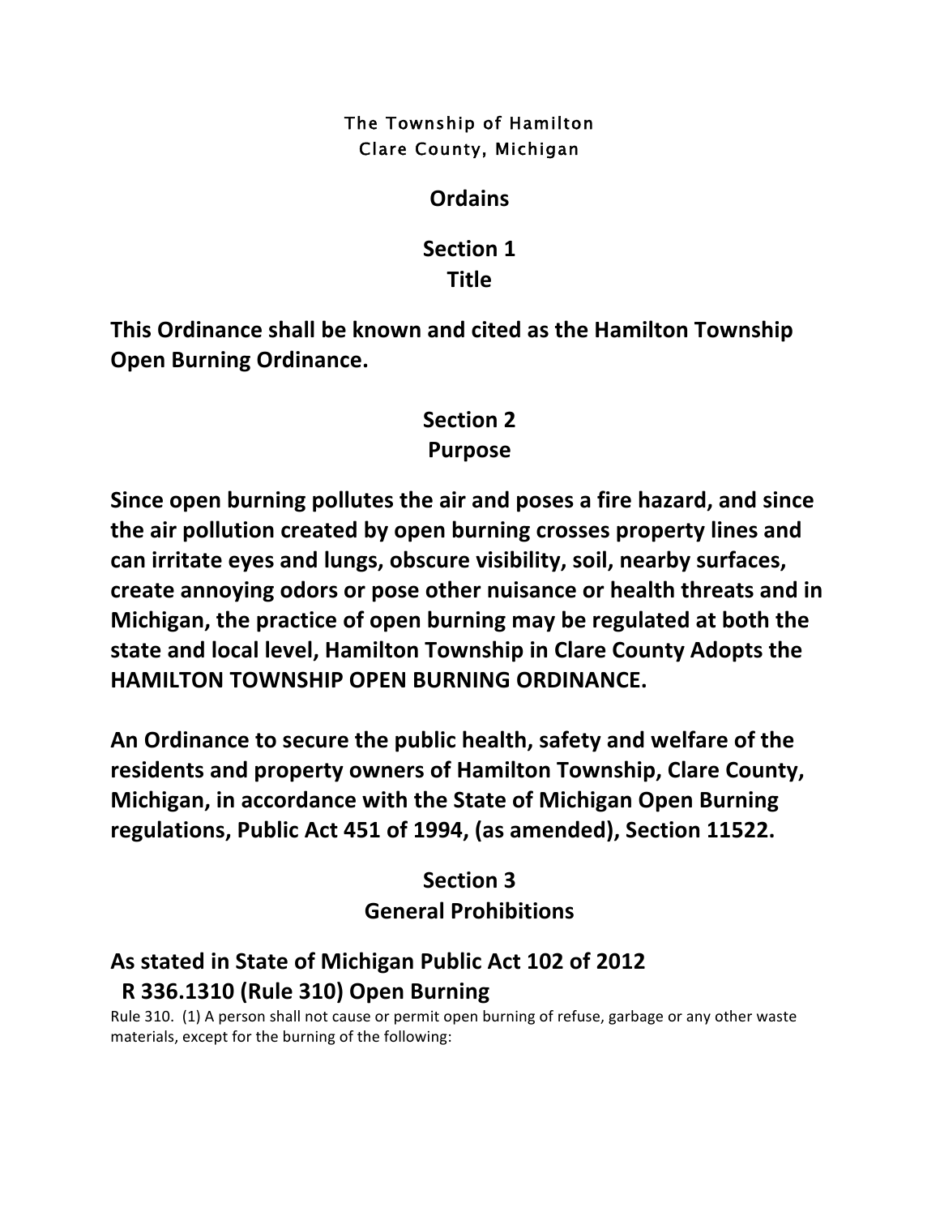The Township of Hamilton
Clare County, Michigan

**Ordains**

## Section 1
## Title

**This Ordinance shall be known and cited as the Hamilton Township Open Burning Ordinance.**

## Section 2
## Purpose

**Since open burning pollutes the air and poses a fire hazard, and since the air pollution created by open burning crosses property lines and can irritate eyes and lungs, obscure visibility, soil, nearby surfaces, create annoying odors or pose other nuisance or health threats and in Michigan, the practice of open burning may be regulated at both the state and local level, Hamilton Township in Clare County Adopts the HAMILTON TOWNSHIP OPEN BURNING ORDINANCE.**

**An Ordinance to secure the public health, safety and welfare of the residents and property owners of Hamilton Township, Clare County, Michigan, in accordance with the State of Michigan Open Burning regulations, Public Act 451 of 1994, (as amended), Section 11522.**

## Section 3
## General Prohibitions

**As stated in State of Michigan Public Act 102 of 2012**
**R 336.1310 (Rule 310) Open Burning**

Rule 310. (1) A person shall not cause or permit open burning of refuse, garbage or any other waste materials, except for the burning of the following: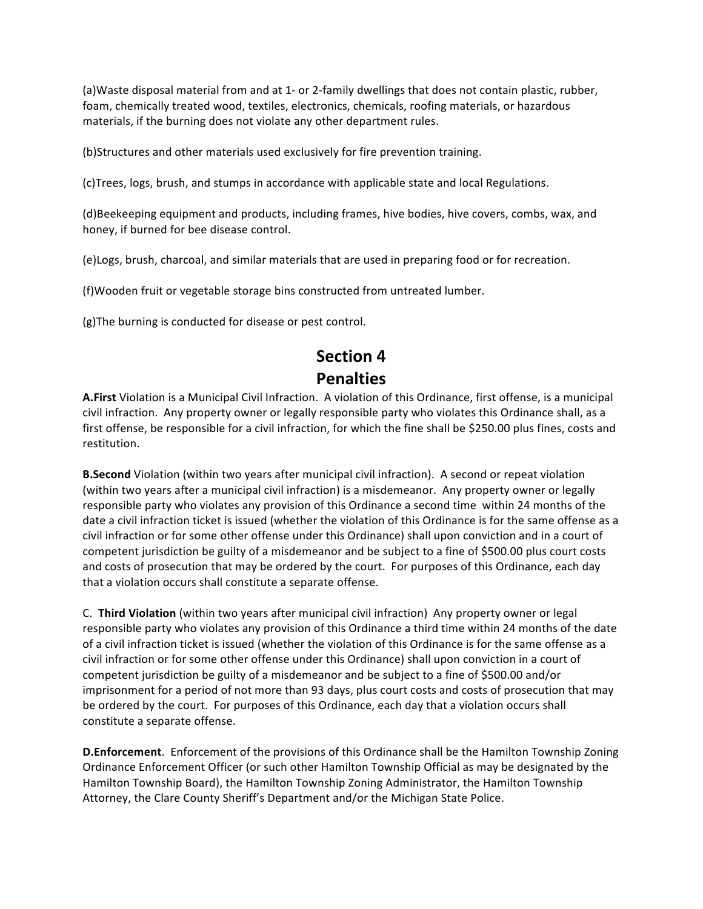(a)Waste disposal material from and at 1- or 2-family dwellings that does not contain plastic, rubber, foam, chemically treated wood, textiles, electronics, chemicals, roofing materials, or hazardous materials, if the burning does not violate any other department rules.

(b)Structures and other materials used exclusively for fire prevention training.

(c)Trees, logs, brush, and stumps in accordance with applicable state and local Regulations.

(d)Beekeeping equipment and products, including frames, hive bodies, hive covers, combs, wax, and honey, if burned for bee disease control.

(e)Logs, brush, charcoal, and similar materials that are used in preparing food or for recreation.

(f)Wooden fruit or vegetable storage bins constructed from untreated lumber.

(g)The burning is conducted for disease or pest control.

# Section 4
# Penalties

**A.First** Violation is a Municipal Civil Infraction. A violation of this Ordinance, first offense, is a municipal civil infraction. Any property owner or legally responsible party who violates this Ordinance shall, as a first offense, be responsible for a civil infraction, for which the fine shall be $250.00 plus fines, costs and restitution.

**B.Second** Violation (within two years after municipal civil infraction). A second or repeat violation (within two years after a municipal civil infraction) is a misdemeanor. Any property owner or legally responsible party who violates any provision of this Ordinance a second time within 24 months of the date a civil infraction ticket is issued (whether the violation of this Ordinance is for the same offense as a civil infraction or for some other offense under this Ordinance) shall upon conviction and in a court of competent jurisdiction be guilty of a misdemeanor and be subject to a fine of $500.00 plus court costs and costs of prosecution that may be ordered by the court. For purposes of this Ordinance, each day that a violation occurs shall constitute a separate offense.

C. **Third Violation** (within two years after municipal civil infraction) Any property owner or legal responsible party who violates any provision of this Ordinance a third time within 24 months of the date of a civil infraction ticket is issued (whether the violation of this Ordinance is for the same offense as a civil infraction or for some other offense under this Ordinance) shall upon conviction in a court of competent jurisdiction be guilty of a misdemeanor and be subject to a fine of $500.00 and/or imprisonment for a period of not more than 93 days, plus court costs and costs of prosecution that may be ordered by the court. For purposes of this Ordinance, each day that a violation occurs shall constitute a separate offense.

**D.Enforcement**. Enforcement of the provisions of this Ordinance shall be the Hamilton Township Zoning Ordinance Enforcement Officer (or such other Hamilton Township Official as may be designated by the Hamilton Township Board), the Hamilton Township Zoning Administrator, the Hamilton Township Attorney, the Clare County Sheriff's Department and/or the Michigan State Police.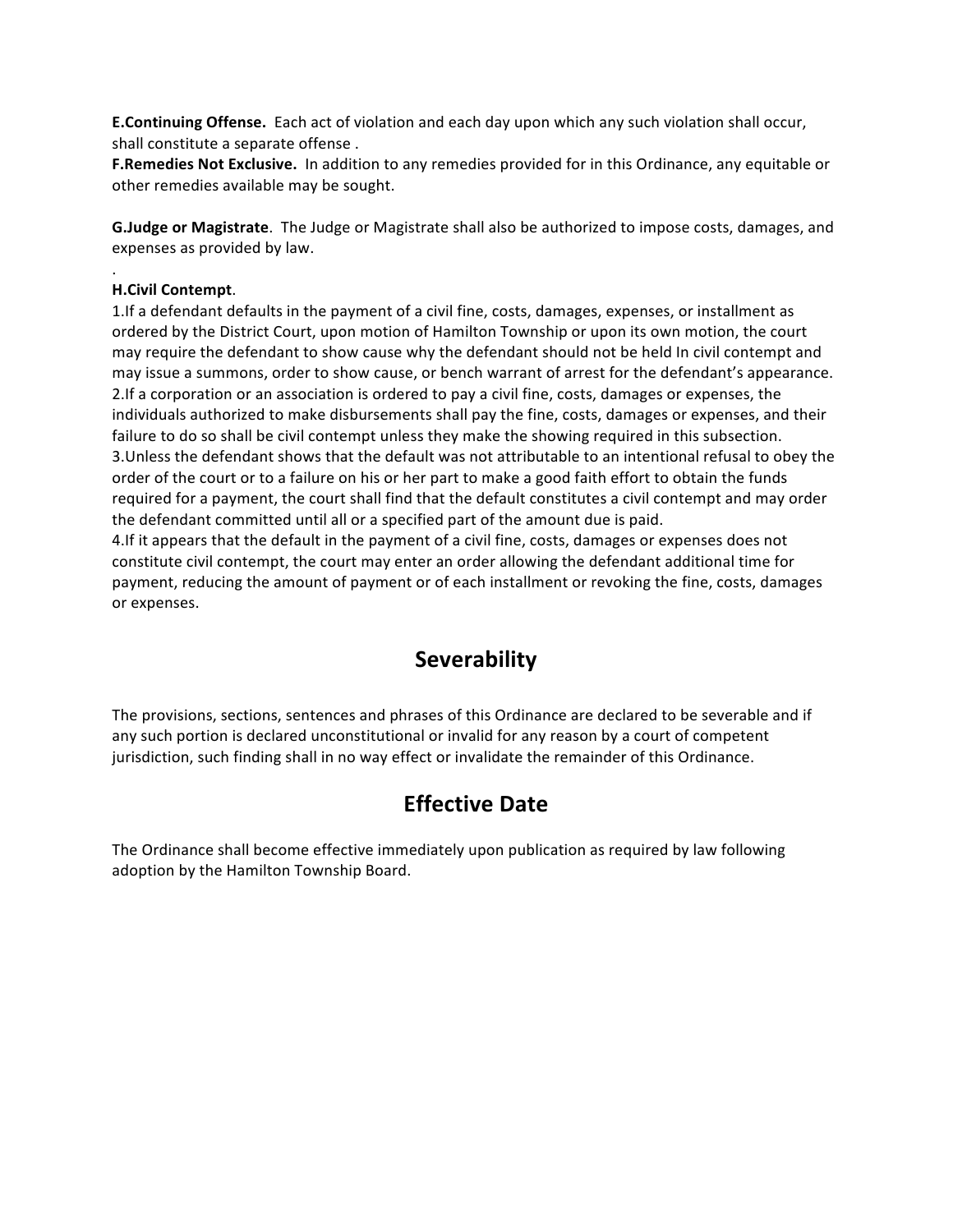**E.Continuing Offense.** Each act of violation and each day upon which any such violation shall occur, shall constitute a separate offense .

**F.Remedies Not Exclusive.** In addition to any remedies provided for in this Ordinance, any equitable or other remedies available may be sought.

**G.Judge or Magistrate**. The Judge or Magistrate shall also be authorized to impose costs, damages, and expenses as provided by law.

.

**H.Civil Contempt**.

1.If a defendant defaults in the payment of a civil fine, costs, damages, expenses, or installment as ordered by the District Court, upon motion of Hamilton Township or upon its own motion, the court may require the defendant to show cause why the defendant should not be held In civil contempt and may issue a summons, order to show cause, or bench warrant of arrest for the defendant's appearance.

2.If a corporation or an association is ordered to pay a civil fine, costs, damages or expenses, the individuals authorized to make disbursements shall pay the fine, costs, damages or expenses, and their failure to do so shall be civil contempt unless they make the showing required in this subsection.

3.Unless the defendant shows that the default was not attributable to an intentional refusal to obey the order of the court or to a failure on his or her part to make a good faith effort to obtain the funds required for a payment, the court shall find that the default constitutes a civil contempt and may order the defendant committed until all or a specified part of the amount due is paid.

4.If it appears that the default in the payment of a civil fine, costs, damages or expenses does not constitute civil contempt, the court may enter an order allowing the defendant additional time for payment, reducing the amount of payment or of each installment or revoking the fine, costs, damages or expenses.

## Severability

The provisions, sections, sentences and phrases of this Ordinance are declared to be severable and if any such portion is declared unconstitutional or invalid for any reason by a court of competent jurisdiction, such finding shall in no way effect or invalidate the remainder of this Ordinance.

## Effective Date

The Ordinance shall become effective immediately upon publication as required by law following adoption by the Hamilton Township Board.